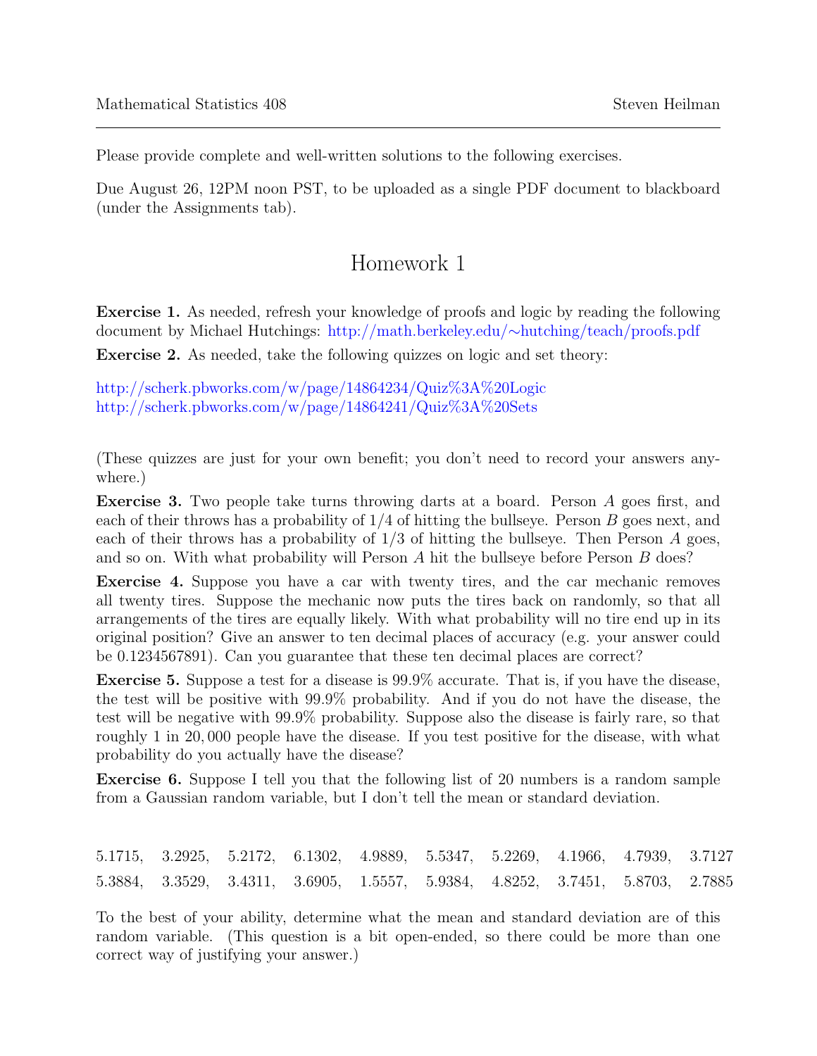Please provide complete and well-written solutions to the following exercises.

Due August 26, 12PM noon PST, to be uploaded as a single PDF document to blackboard (under the Assignments tab).

# Homework 1

**Exercise 1.** As needed, refresh your knowledge of proofs and logic by reading the following document by Michael Hutchings: http://math.berkeley.edu/~hutching/teach/proofs.pdf

**Exercise 2.** As needed, take the following quizzes on logic and set theory:

http://scherk.pbworks.com/w/page/14864234/Quiz%3A%20Logic
http://scherk.pbworks.com/w/page/14864241/Quiz%3A%20Sets

(These quizzes are just for your own benefit; you don't need to record your answers anywhere.)

**Exercise 3.** Two people take turns throwing darts at a board. Person $A$ goes first, and each of their throws has a probability of $1/4$ of hitting the bullseye. Person $B$ goes next, and each of their throws has a probability of $1/3$ of hitting the bullseye. Then Person $A$ goes, and so on. With what probability will Person $A$ hit the bullseye before Person $B$ does?

**Exercise 4.** Suppose you have a car with twenty tires, and the car mechanic removes all twenty tires. Suppose the mechanic now puts the tires back on randomly, so that all arrangements of the tires are equally likely. With what probability will no tire end up in its original position? Give an answer to ten decimal places of accuracy (e.g. your answer could be 0.1234567891). Can you guarantee that these ten decimal places are correct?

**Exercise 5.** Suppose a test for a disease is 99.9% accurate. That is, if you have the disease, the test will be positive with 99.9% probability. And if you do not have the disease, the test will be negative with 99.9% probability. Suppose also the disease is fairly rare, so that roughly 1 in 20,000 people have the disease. If you test positive for the disease, with what probability do you actually have the disease?

**Exercise 6.** Suppose I tell you that the following list of 20 numbers is a random sample from a Gaussian random variable, but I don't tell the mean or standard deviation.

5.1715, 3.2925, 5.2172, 6.1302, 4.9889, 5.5347, 5.2269, 4.1966, 4.7939, 3.7127
5.3884, 3.3529, 3.4311, 3.6905, 1.5557, 5.9384, 4.8252, 3.7451, 5.8703, 2.7885

To the best of your ability, determine what the mean and standard deviation are of this random variable. (This question is a bit open-ended, so there could be more than one correct way of justifying your answer.)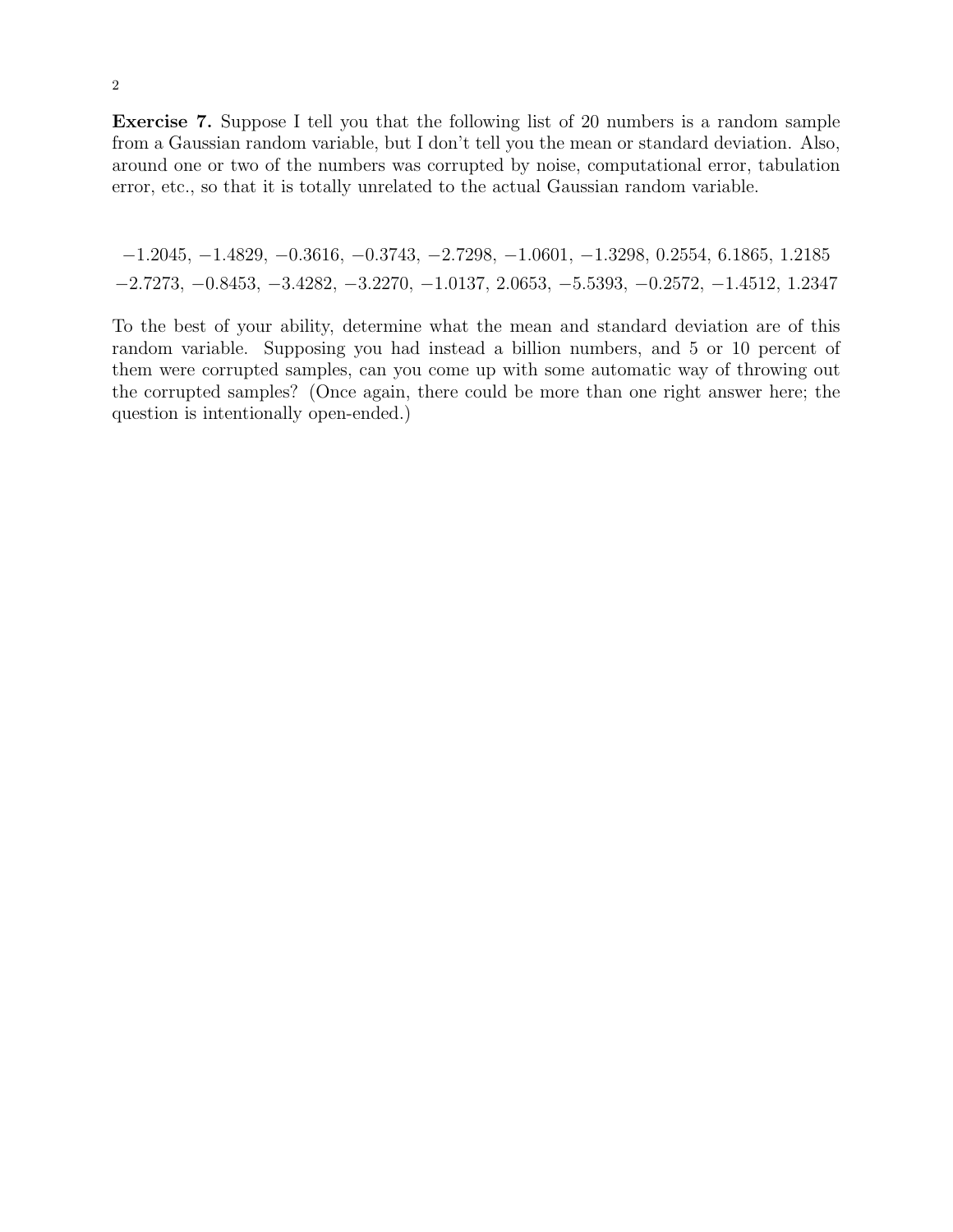**Exercise 7.** Suppose I tell you that the following list of 20 numbers is a random sample from a Gaussian random variable, but I don't tell you the mean or standard deviation. Also, around one or two of the numbers was corrupted by noise, computational error, tabulation error, etc., so that it is totally unrelated to the actual Gaussian random variable.

$$
\begin{gathered}
-1.2045,\ -1.4829,\ -0.3616,\ -0.3743,\ -2.7298,\ -1.0601,\ -1.3298,\ 0.2554,\ 6.1865,\ 1.2185 \\
-2.7273,\ -0.8453,\ -3.4282,\ -3.2270,\ -1.0137,\ 2.0653,\ -5.5393,\ -0.2572,\ -1.4512,\ 1.2347
\end{gathered}
$$

To the best of your ability, determine what the mean and standard deviation are of this random variable. Supposing you had instead a billion numbers, and 5 or 10 percent of them were corrupted samples, can you come up with some automatic way of throwing out the corrupted samples? (Once again, there could be more than one right answer here; the question is intentionally open-ended.)